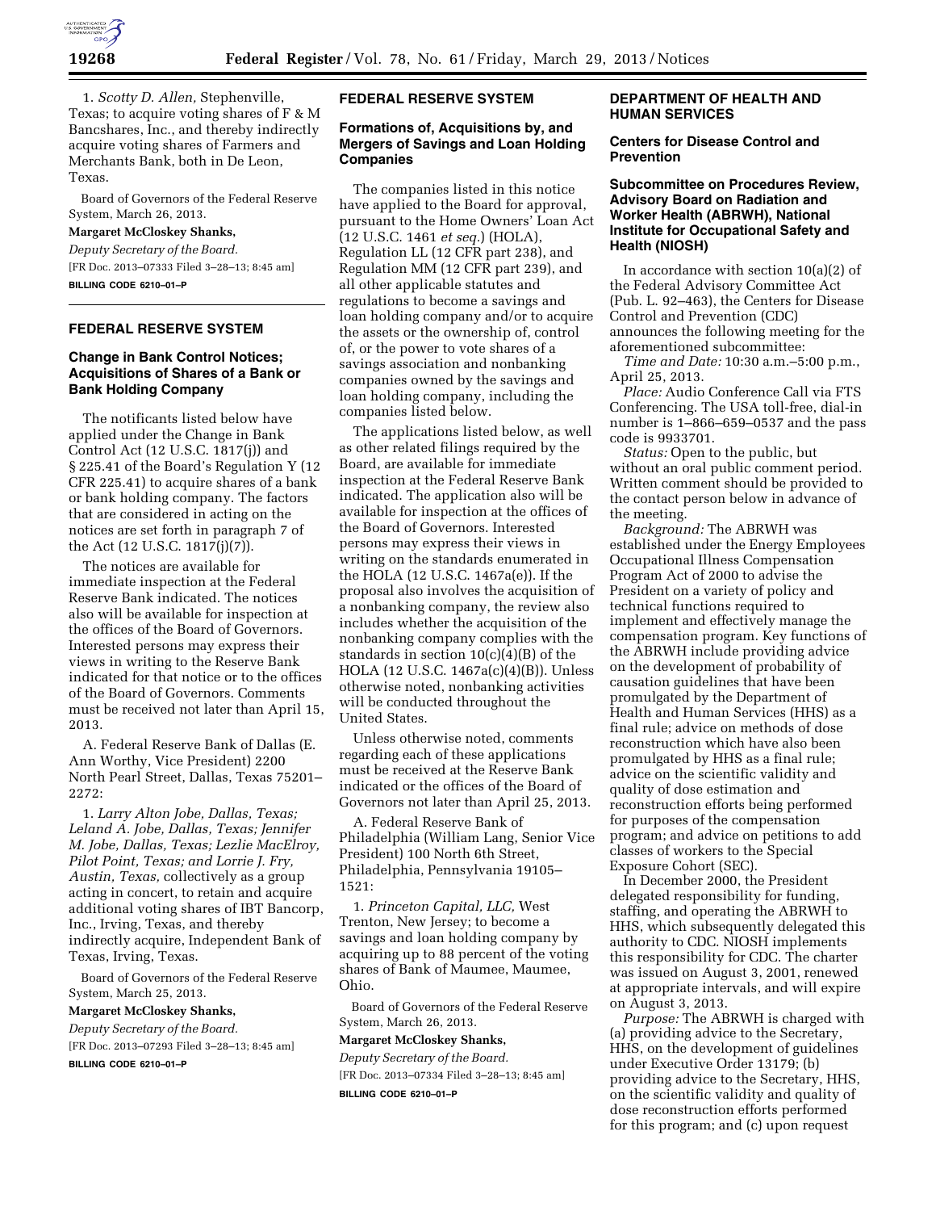1. *Scotty D. Allen,* Stephenville, Texas; to acquire voting shares of F & M Bancshares, Inc., and thereby indirectly acquire voting shares of Farmers and Merchants Bank, both in De Leon, Texas.

Board of Governors of the Federal Reserve System, March 26, 2013.

**Margaret McCloskey Shanks,**

*Deputy Secretary of the Board.*

[FR Doc. 2013–07333 Filed 3–28–13; 8:45 am]

**BILLING CODE 6210–01–P**

## FEDERAL RESERVE SYSTEM

### Change in Bank Control Notices; Acquisitions of Shares of a Bank or Bank Holding Company

The notificants listed below have applied under the Change in Bank Control Act (12 U.S.C. 1817(j)) and § 225.41 of the Board's Regulation Y (12 CFR 225.41) to acquire shares of a bank or bank holding company. The factors that are considered in acting on the notices are set forth in paragraph 7 of the Act (12 U.S.C. 1817(j)(7)).

The notices are available for immediate inspection at the Federal Reserve Bank indicated. The notices also will be available for inspection at the offices of the Board of Governors. Interested persons may express their views in writing to the Reserve Bank indicated for that notice or to the offices of the Board of Governors. Comments must be received not later than April 15, 2013.

A. Federal Reserve Bank of Dallas (E. Ann Worthy, Vice President) 2200 North Pearl Street, Dallas, Texas 75201–2272:

1. *Larry Alton Jobe, Dallas, Texas; Leland A. Jobe, Dallas, Texas; Jennifer M. Jobe, Dallas, Texas; Lezlie MacElroy, Pilot Point, Texas; and Lorrie J. Fry, Austin, Texas,* collectively as a group acting in concert, to retain and acquire additional voting shares of IBT Bancorp, Inc., Irving, Texas, and thereby indirectly acquire, Independent Bank of Texas, Irving, Texas.

Board of Governors of the Federal Reserve System, March 25, 2013.

**Margaret McCloskey Shanks,**

*Deputy Secretary of the Board.*

[FR Doc. 2013–07293 Filed 3–28–13; 8:45 am]

**BILLING CODE 6210–01–P**

## FEDERAL RESERVE SYSTEM

### Formations of, Acquisitions by, and Mergers of Savings and Loan Holding Companies

The companies listed in this notice have applied to the Board for approval, pursuant to the Home Owners' Loan Act (12 U.S.C. 1461 *et seq.*) (HOLA), Regulation LL (12 CFR part 238), and Regulation MM (12 CFR part 239), and all other applicable statutes and regulations to become a savings and loan holding company and/or to acquire the assets or the ownership of, control of, or the power to vote shares of a savings association and nonbanking companies owned by the savings and loan holding company, including the companies listed below.

The applications listed below, as well as other related filings required by the Board, are available for immediate inspection at the Federal Reserve Bank indicated. The application also will be available for inspection at the offices of the Board of Governors. Interested persons may express their views in writing on the standards enumerated in the HOLA (12 U.S.C. 1467a(e)). If the proposal also involves the acquisition of a nonbanking company, the review also includes whether the acquisition of the nonbanking company complies with the standards in section 10(c)(4)(B) of the HOLA (12 U.S.C. 1467a(c)(4)(B)). Unless otherwise noted, nonbanking activities will be conducted throughout the United States.

Unless otherwise noted, comments regarding each of these applications must be received at the Reserve Bank indicated or the offices of the Board of Governors not later than April 25, 2013.

A. Federal Reserve Bank of Philadelphia (William Lang, Senior Vice President) 100 North 6th Street, Philadelphia, Pennsylvania 19105–1521:

1. *Princeton Capital, LLC,* West Trenton, New Jersey; to become a savings and loan holding company by acquiring up to 88 percent of the voting shares of Bank of Maumee, Maumee, Ohio.

Board of Governors of the Federal Reserve System, March 26, 2013.

**Margaret McCloskey Shanks,**

*Deputy Secretary of the Board.*

[FR Doc. 2013–07334 Filed 3–28–13; 8:45 am]

**BILLING CODE 6210–01–P**

## DEPARTMENT OF HEALTH AND HUMAN SERVICES

### Centers for Disease Control and Prevention

### Subcommittee on Procedures Review, Advisory Board on Radiation and Worker Health (ABRWH), National Institute for Occupational Safety and Health (NIOSH)

In accordance with section 10(a)(2) of the Federal Advisory Committee Act (Pub. L. 92–463), the Centers for Disease Control and Prevention (CDC) announces the following meeting for the aforementioned subcommittee:

*Time and Date:* 10:30 a.m.–5:00 p.m., April 25, 2013.

*Place:* Audio Conference Call via FTS Conferencing. The USA toll-free, dial-in number is 1–866–659–0537 and the pass code is 9933701.

*Status:* Open to the public, but without an oral public comment period. Written comment should be provided to the contact person below in advance of the meeting.

*Background:* The ABRWH was established under the Energy Employees Occupational Illness Compensation Program Act of 2000 to advise the President on a variety of policy and technical functions required to implement and effectively manage the compensation program. Key functions of the ABRWH include providing advice on the development of probability of causation guidelines that have been promulgated by the Department of Health and Human Services (HHS) as a final rule; advice on methods of dose reconstruction which have also been promulgated by HHS as a final rule; advice on the scientific validity and quality of dose estimation and reconstruction efforts being performed for purposes of the compensation program; and advice on petitions to add classes of workers to the Special Exposure Cohort (SEC).

In December 2000, the President delegated responsibility for funding, staffing, and operating the ABRWH to HHS, which subsequently delegated this authority to CDC. NIOSH implements this responsibility for CDC. The charter was issued on August 3, 2001, renewed at appropriate intervals, and will expire on August 3, 2013.

*Purpose:* The ABRWH is charged with (a) providing advice to the Secretary, HHS, on the development of guidelines under Executive Order 13179; (b) providing advice to the Secretary, HHS, on the scientific validity and quality of dose reconstruction efforts performed for this program; and (c) upon request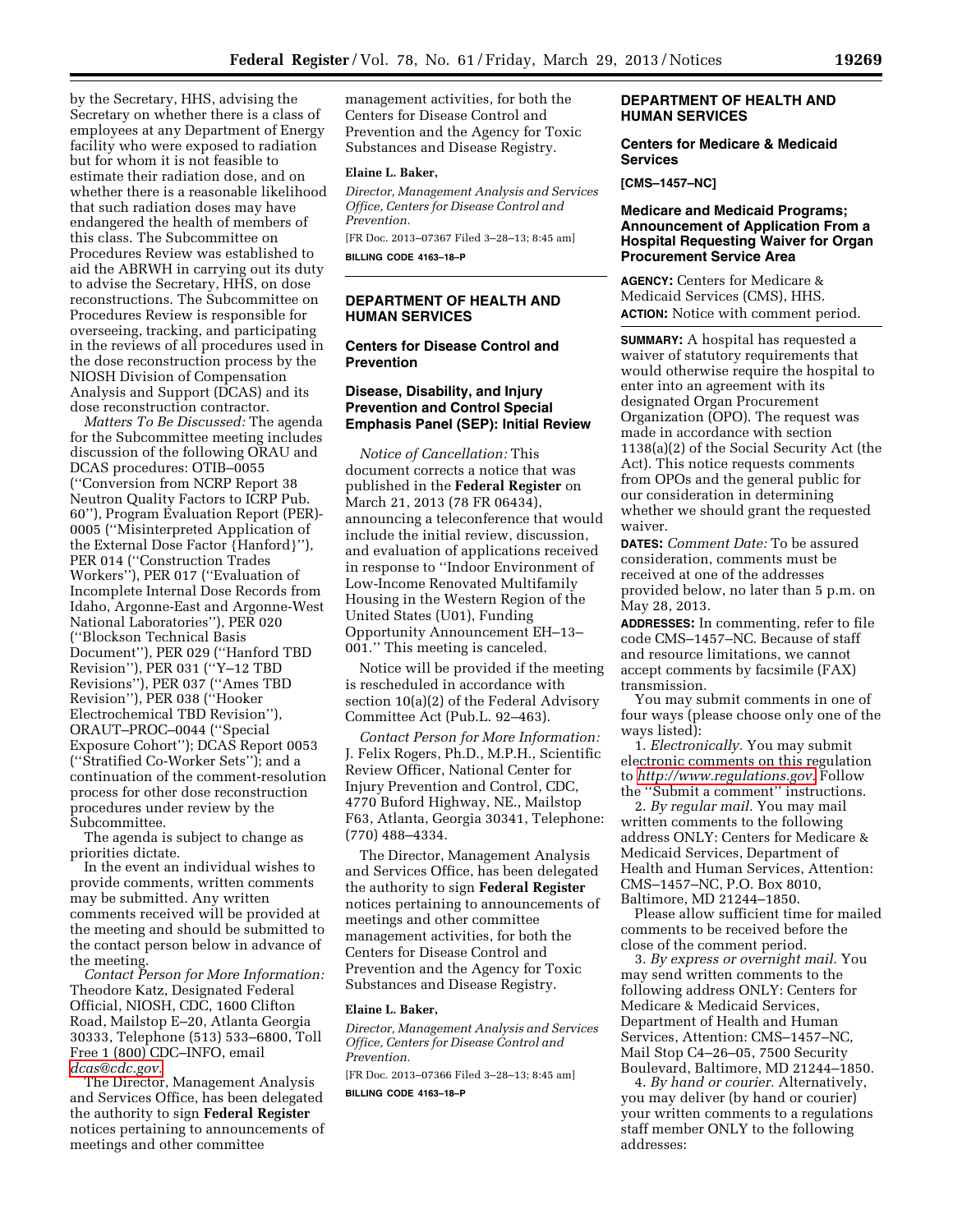by the Secretary, HHS, advising the Secretary on whether there is a class of employees at any Department of Energy facility who were exposed to radiation but for whom it is not feasible to estimate their radiation dose, and on whether there is a reasonable likelihood that such radiation doses may have endangered the health of members of this class. The Subcommittee on Procedures Review was established to aid the ABRWH in carrying out its duty to advise the Secretary, HHS, on dose reconstructions. The Subcommittee on Procedures Review is responsible for overseeing, tracking, and participating in the reviews of all procedures used in the dose reconstruction process by the NIOSH Division of Compensation Analysis and Support (DCAS) and its dose reconstruction contractor.

*Matters To Be Discussed:* The agenda for the Subcommittee meeting includes discussion of the following ORAU and DCAS procedures: OTIB–0055 (''Conversion from NCRP Report 38 Neutron Quality Factors to ICRP Pub. 60''), Program Evaluation Report (PER)-0005 (''Misinterpreted Application of the External Dose Factor {Hanford}''), PER 014 (''Construction Trades Workers''), PER 017 (''Evaluation of Incomplete Internal Dose Records from Idaho, Argonne-East and Argonne-West National Laboratories''), PER 020 (''Blockson Technical Basis Document''), PER 029 (''Hanford TBD Revision''), PER 031 (''Y–12 TBD Revisions''), PER 037 (''Ames TBD Revision''), PER 038 (''Hooker Electrochemical TBD Revision''), ORAUT–PROC–0044 (''Special Exposure Cohort''); DCAS Report 0053 (''Stratified Co-Worker Sets''); and a continuation of the comment-resolution process for other dose reconstruction procedures under review by the Subcommittee.

The agenda is subject to change as priorities dictate.

In the event an individual wishes to provide comments, written comments may be submitted. Any written comments received will be provided at the meeting and should be submitted to the contact person below in advance of the meeting.

*Contact Person for More Information:* Theodore Katz, Designated Federal Official, NIOSH, CDC, 1600 Clifton Road, Mailstop E–20, Atlanta Georgia 30333, Telephone (513) 533–6800, Toll Free 1 (800) CDC–INFO, email dcas@cdc.gov.

The Director, Management Analysis and Services Office, has been delegated the authority to sign **Federal Register** notices pertaining to announcements of meetings and other committee management activities, for both the Centers for Disease Control and Prevention and the Agency for Toxic Substances and Disease Registry.

**Elaine L. Baker,**

*Director, Management Analysis and Services Office, Centers for Disease Control and Prevention.*

[FR Doc. 2013–07367 Filed 3–28–13; 8:45 am]

**BILLING CODE 4163–18–P**

## DEPARTMENT OF HEALTH AND HUMAN SERVICES

### Centers for Disease Control and Prevention

### Disease, Disability, and Injury Prevention and Control Special Emphasis Panel (SEP): Initial Review

*Notice of Cancellation:* This document corrects a notice that was published in the **Federal Register** on March 21, 2013 (78 FR 06434), announcing a teleconference that would include the initial review, discussion, and evaluation of applications received in response to ''Indoor Environment of Low-Income Renovated Multifamily Housing in the Western Region of the United States (U01), Funding Opportunity Announcement EH–13–001.'' This meeting is canceled.

Notice will be provided if the meeting is rescheduled in accordance with section 10(a)(2) of the Federal Advisory Committee Act (Pub.L. 92–463).

*Contact Person for More Information:* J. Felix Rogers, Ph.D., M.P.H., Scientific Review Officer, National Center for Injury Prevention and Control, CDC, 4770 Buford Highway, NE., Mailstop F63, Atlanta, Georgia 30341, Telephone: (770) 488–4334.

The Director, Management Analysis and Services Office, has been delegated the authority to sign **Federal Register** notices pertaining to announcements of meetings and other committee management activities, for both the Centers for Disease Control and Prevention and the Agency for Toxic Substances and Disease Registry.

**Elaine L. Baker,**

*Director, Management Analysis and Services Office, Centers for Disease Control and Prevention.*

[FR Doc. 2013–07366 Filed 3–28–13; 8:45 am]

**BILLING CODE 4163–18–P**

## DEPARTMENT OF HEALTH AND HUMAN SERVICES

### Centers for Medicare & Medicaid Services

**[CMS–1457–NC]**

### Medicare and Medicaid Programs; Announcement of Application From a Hospital Requesting Waiver for Organ Procurement Service Area

**AGENCY:** Centers for Medicare & Medicaid Services (CMS), HHS.

**ACTION:** Notice with comment period.

**SUMMARY:** A hospital has requested a waiver of statutory requirements that would otherwise require the hospital to enter into an agreement with its designated Organ Procurement Organization (OPO). The request was made in accordance with section 1138(a)(2) of the Social Security Act (the Act). This notice requests comments from OPOs and the general public for our consideration in determining whether we should grant the requested waiver.

**DATES:** *Comment Date:* To be assured consideration, comments must be received at one of the addresses provided below, no later than 5 p.m. on May 28, 2013.

**ADDRESSES:** In commenting, refer to file code CMS–1457–NC. Because of staff and resource limitations, we cannot accept comments by facsimile (FAX) transmission.

You may submit comments in one of four ways (please choose only one of the ways listed):

1. *Electronically.* You may submit electronic comments on this regulation to http://www.regulations.gov. Follow the ''Submit a comment'' instructions.

2. *By regular mail.* You may mail written comments to the following address ONLY: Centers for Medicare & Medicaid Services, Department of Health and Human Services, Attention: CMS–1457–NC, P.O. Box 8010, Baltimore, MD 21244–1850.

Please allow sufficient time for mailed comments to be received before the close of the comment period.

3. *By express or overnight mail.* You may send written comments to the following address ONLY: Centers for Medicare & Medicaid Services, Department of Health and Human Services, Attention: CMS–1457–NC, Mail Stop C4–26–05, 7500 Security Boulevard, Baltimore, MD 21244–1850.

4. *By hand or courier.* Alternatively, you may deliver (by hand or courier) your written comments to a regulations staff member ONLY to the following addresses: